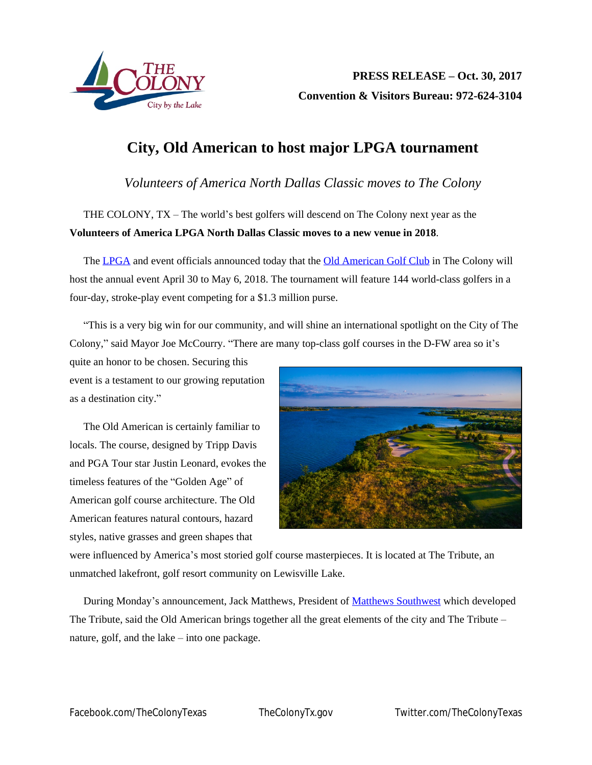**PRESS RELEASE – Oct. 30, 2017**
**Convention & Visitors Bureau: 972-624-3104**

# City, Old American to host major LPGA tournament

*Volunteers of America North Dallas Classic moves to The Colony*

THE COLONY, TX – The world's best golfers will descend on The Colony next year as the **Volunteers of America LPGA North Dallas Classic moves to a new venue in 2018**.

The LPGA and event officials announced today that the Old American Golf Club in The Colony will host the annual event April 30 to May 6, 2018. The tournament will feature 144 world-class golfers in a four-day, stroke-play event competing for a $1.3 million purse.

"This is a very big win for our community, and will shine an international spotlight on the City of The Colony," said Mayor Joe McCourry. "There are many top-class golf courses in the D-FW area so it's quite an honor to be chosen. Securing this event is a testament to our growing reputation as a destination city."

The Old American is certainly familiar to locals. The course, designed by Tripp Davis and PGA Tour star Justin Leonard, evokes the timeless features of the "Golden Age" of American golf course architecture. The Old American features natural contours, hazard styles, native grasses and green shapes that were influenced by America's most storied golf course masterpieces. It is located at The Tribute, an unmatched lakefront, golf resort community on Lewisville Lake.

During Monday's announcement, Jack Matthews, President of Matthews Southwest which developed The Tribute, said the Old American brings together all the great elements of the city and The Tribute – nature, golf, and the lake – into one package.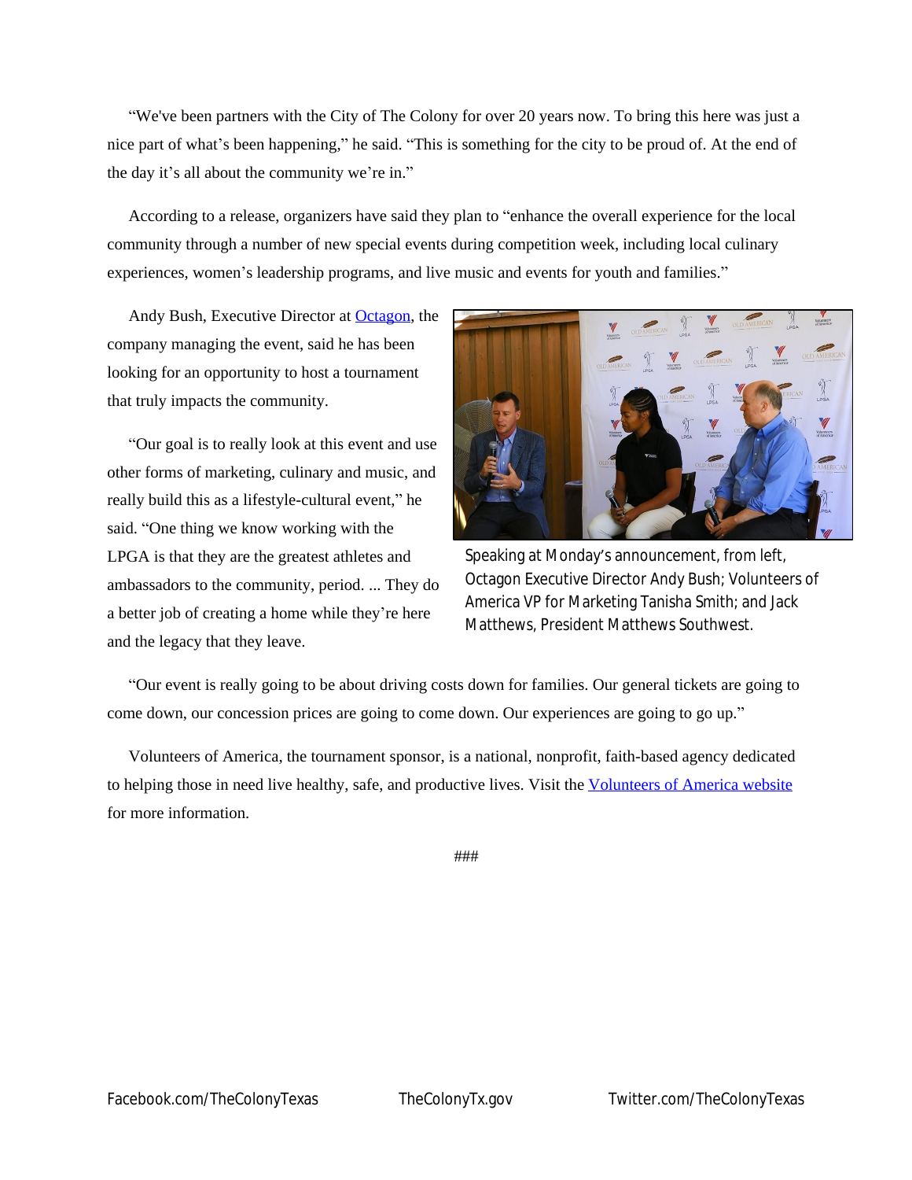"We've been partners with the City of The Colony for over 20 years now. To bring this here was just a nice part of what's been happening," he said. "This is something for the city to be proud of. At the end of the day it's all about the community we're in."

According to a release, organizers have said they plan to "enhance the overall experience for the local community through a number of new special events during competition week, including local culinary experiences, women's leadership programs, and live music and events for youth and families."

Andy Bush, Executive Director at Octagon, the company managing the event, said he has been looking for an opportunity to host a tournament that truly impacts the community.

"Our goal is to really look at this event and use other forms of marketing, culinary and music, and really build this as a lifestyle-cultural event," he said. "One thing we know working with the LPGA is that they are the greatest athletes and ambassadors to the community, period. ... They do a better job of creating a home while they're here and the legacy that they leave.

Speaking at Monday's announcement, from left, Octagon Executive Director Andy Bush; Volunteers of America VP for Marketing Tanisha Smith; and Jack Matthews, President Matthews Southwest.

"Our event is really going to be about driving costs down for families. Our general tickets are going to come down, our concession prices are going to come down. Our experiences are going to go up."

Volunteers of America, the tournament sponsor, is a national, nonprofit, faith-based agency dedicated to helping those in need live healthy, safe, and productive lives. Visit the Volunteers of America website for more information.

###

Facebook.com/TheColonyTexas TheColonyTx.gov Twitter.com/TheColonyTexas